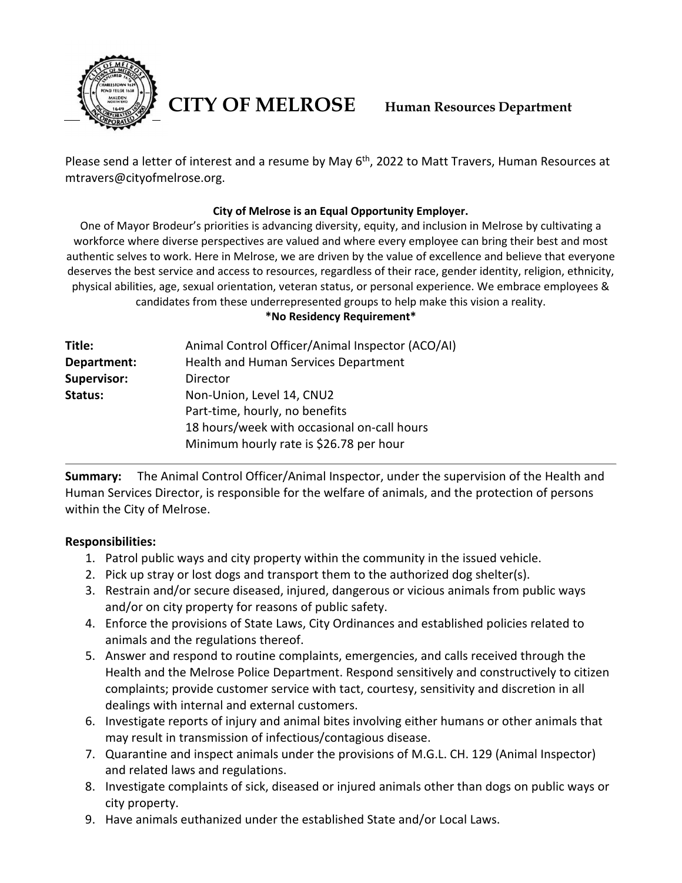# CITY OF MELROSE Human Resources Department

Please send a letter of interest and a resume by May 6th, 2022 to Matt Travers, Human Resources at mtravers@cityofmelrose.org.

**City of Melrose is an Equal Opportunity Employer.**

One of Mayor Brodeur's priorities is advancing diversity, equity, and inclusion in Melrose by cultivating a workforce where diverse perspectives are valued and where every employee can bring their best and most authentic selves to work. Here in Melrose, we are driven by the value of excellence and believe that everyone deserves the best service and access to resources, regardless of their race, gender identity, religion, ethnicity, physical abilities, age, sexual orientation, veteran status, or personal experience. We embrace employees & candidates from these underrepresented groups to help make this vision a reality.

**\*No Residency Requirement\***

| | |
|---|---|
| **Title:** | Animal Control Officer/Animal Inspector (ACO/AI) |
| **Department:** | Health and Human Services Department |
| **Supervisor:** | Director |
| **Status:** | Non-Union, Level 14, CNU2<br>Part-time, hourly, no benefits<br>18 hours/week with occasional on-call hours<br>Minimum hourly rate is $26.78 per hour |

---

**Summary:** The Animal Control Officer/Animal Inspector, under the supervision of the Health and Human Services Director, is responsible for the welfare of animals, and the protection of persons within the City of Melrose.

**Responsibilities:**

1. Patrol public ways and city property within the community in the issued vehicle.
2. Pick up stray or lost dogs and transport them to the authorized dog shelter(s).
3. Restrain and/or secure diseased, injured, dangerous or vicious animals from public ways and/or on city property for reasons of public safety.
4. Enforce the provisions of State Laws, City Ordinances and established policies related to animals and the regulations thereof.
5. Answer and respond to routine complaints, emergencies, and calls received through the Health and the Melrose Police Department. Respond sensitively and constructively to citizen complaints; provide customer service with tact, courtesy, sensitivity and discretion in all dealings with internal and external customers.
6. Investigate reports of injury and animal bites involving either humans or other animals that may result in transmission of infectious/contagious disease.
7. Quarantine and inspect animals under the provisions of M.G.L. CH. 129 (Animal Inspector) and related laws and regulations.
8. Investigate complaints of sick, diseased or injured animals other than dogs on public ways or city property.
9. Have animals euthanized under the established State and/or Local Laws.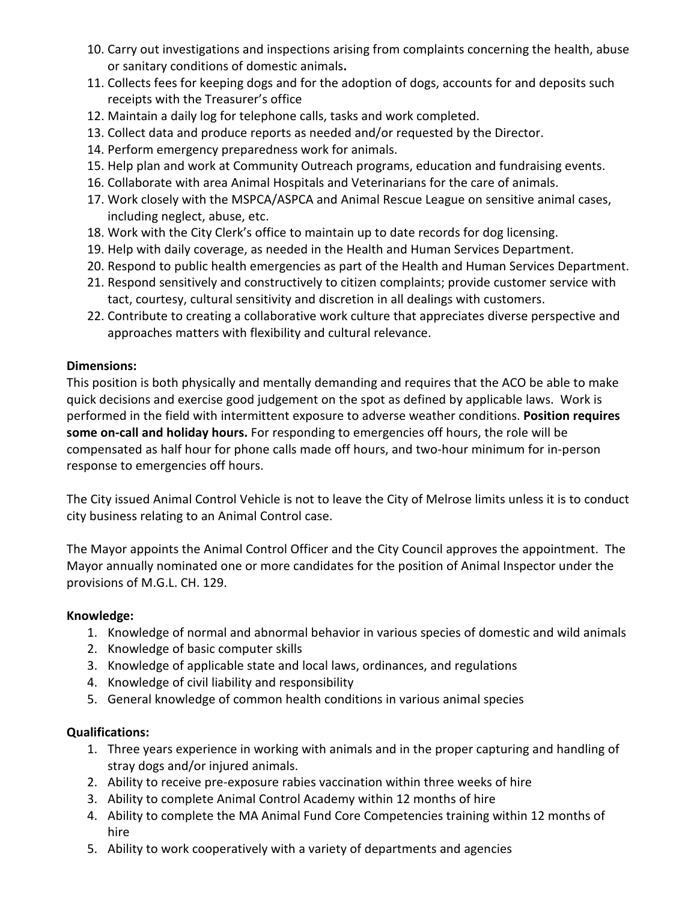10. Carry out investigations and inspections arising from complaints concerning the health, abuse or sanitary conditions of domestic animals**.**
11. Collects fees for keeping dogs and for the adoption of dogs, accounts for and deposits such receipts with the Treasurer's office
12. Maintain a daily log for telephone calls, tasks and work completed.
13. Collect data and produce reports as needed and/or requested by the Director.
14. Perform emergency preparedness work for animals.
15. Help plan and work at Community Outreach programs, education and fundraising events.
16. Collaborate with area Animal Hospitals and Veterinarians for the care of animals.
17. Work closely with the MSPCA/ASPCA and Animal Rescue League on sensitive animal cases, including neglect, abuse, etc.
18. Work with the City Clerk's office to maintain up to date records for dog licensing.
19. Help with daily coverage, as needed in the Health and Human Services Department.
20. Respond to public health emergencies as part of the Health and Human Services Department.
21. Respond sensitively and constructively to citizen complaints; provide customer service with tact, courtesy, cultural sensitivity and discretion in all dealings with customers.
22. Contribute to creating a collaborative work culture that appreciates diverse perspective and approaches matters with flexibility and cultural relevance.

**Dimensions:**

This position is both physically and mentally demanding and requires that the ACO be able to make quick decisions and exercise good judgement on the spot as defined by applicable laws. Work is performed in the field with intermittent exposure to adverse weather conditions. **Position requires some on-call and holiday hours.** For responding to emergencies off hours, the role will be compensated as half hour for phone calls made off hours, and two-hour minimum for in-person response to emergencies off hours.

The City issued Animal Control Vehicle is not to leave the City of Melrose limits unless it is to conduct city business relating to an Animal Control case.

The Mayor appoints the Animal Control Officer and the City Council approves the appointment. The Mayor annually nominated one or more candidates for the position of Animal Inspector under the provisions of M.G.L. CH. 129.

**Knowledge:**

1. Knowledge of normal and abnormal behavior in various species of domestic and wild animals
2. Knowledge of basic computer skills
3. Knowledge of applicable state and local laws, ordinances, and regulations
4. Knowledge of civil liability and responsibility
5. General knowledge of common health conditions in various animal species

**Qualifications:**

1. Three years experience in working with animals and in the proper capturing and handling of stray dogs and/or injured animals.
2. Ability to receive pre-exposure rabies vaccination within three weeks of hire
3. Ability to complete Animal Control Academy within 12 months of hire
4. Ability to complete the MA Animal Fund Core Competencies training within 12 months of hire
5. Ability to work cooperatively with a variety of departments and agencies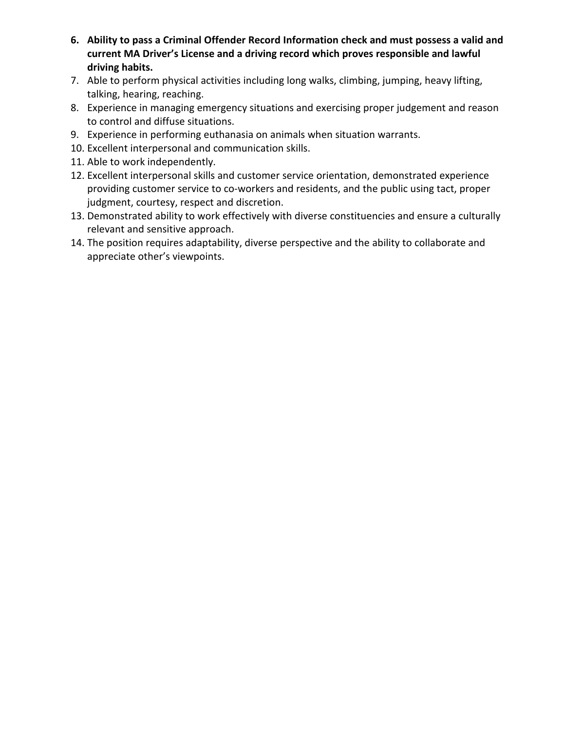6. **Ability to pass a Criminal Offender Record Information check and must possess a valid and current MA Driver's License and a driving record which proves responsible and lawful driving habits.**
7. Able to perform physical activities including long walks, climbing, jumping, heavy lifting, talking, hearing, reaching.
8. Experience in managing emergency situations and exercising proper judgement and reason to control and diffuse situations.
9. Experience in performing euthanasia on animals when situation warrants.
10. Excellent interpersonal and communication skills.
11. Able to work independently.
12. Excellent interpersonal skills and customer service orientation, demonstrated experience providing customer service to co-workers and residents, and the public using tact, proper judgment, courtesy, respect and discretion.
13. Demonstrated ability to work effectively with diverse constituencies and ensure a culturally relevant and sensitive approach.
14. The position requires adaptability, diverse perspective and the ability to collaborate and appreciate other's viewpoints.